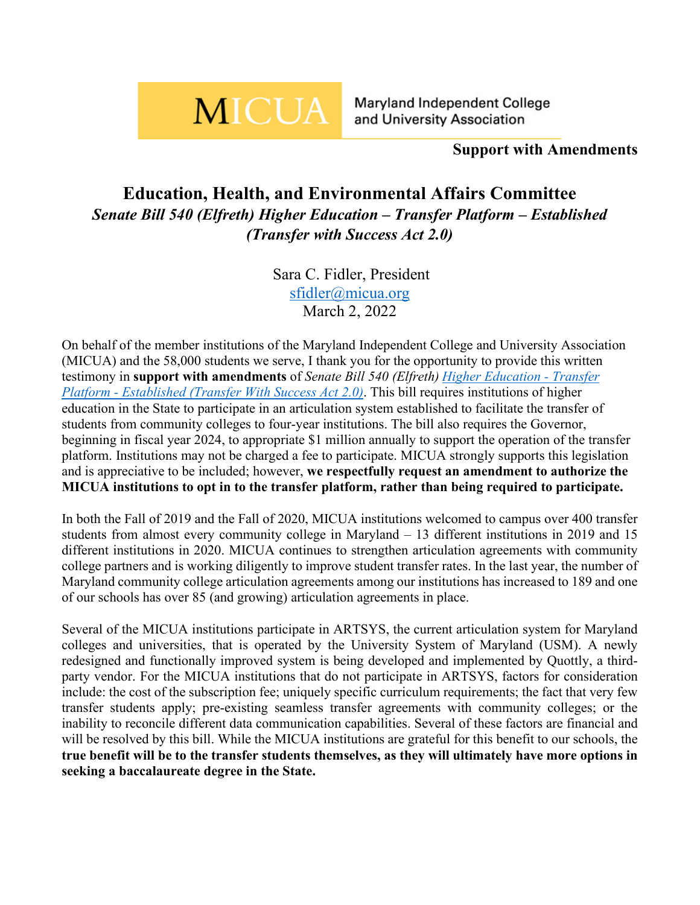MICUA Maryland Independent College and University Association

**Support with Amendments**

# Education, Health, and Environmental Affairs Committee

***Senate Bill 540 (Elfreth) Higher Education – Transfer Platform – Established (Transfer with Success Act 2.0)***

Sara C. Fidler, President
sfidler@micua.org
March 2, 2022

On behalf of the member institutions of the Maryland Independent College and University Association (MICUA) and the 58,000 students we serve, I thank you for the opportunity to provide this written testimony in **support with amendments** of *Senate Bill 540 (Elfreth)* *Higher Education - Transfer Platform - Established (Transfer With Success Act 2.0)*. This bill requires institutions of higher education in the State to participate in an articulation system established to facilitate the transfer of students from community colleges to four-year institutions. The bill also requires the Governor, beginning in fiscal year 2024, to appropriate $1 million annually to support the operation of the transfer platform. Institutions may not be charged a fee to participate. MICUA strongly supports this legislation and is appreciative to be included; however, **we respectfully request an amendment to authorize the MICUA institutions to opt in to the transfer platform, rather than being required to participate.**

In both the Fall of 2019 and the Fall of 2020, MICUA institutions welcomed to campus over 400 transfer students from almost every community college in Maryland – 13 different institutions in 2019 and 15 different institutions in 2020. MICUA continues to strengthen articulation agreements with community college partners and is working diligently to improve student transfer rates. In the last year, the number of Maryland community college articulation agreements among our institutions has increased to 189 and one of our schools has over 85 (and growing) articulation agreements in place.

Several of the MICUA institutions participate in ARTSYS, the current articulation system for Maryland colleges and universities, that is operated by the University System of Maryland (USM). A newly redesigned and functionally improved system is being developed and implemented by Quottly, a third-party vendor. For the MICUA institutions that do not participate in ARTSYS, factors for consideration include: the cost of the subscription fee; uniquely specific curriculum requirements; the fact that very few transfer students apply; pre-existing seamless transfer agreements with community colleges; or the inability to reconcile different data communication capabilities. Several of these factors are financial and will be resolved by this bill. While the MICUA institutions are grateful for this benefit to our schools, the **true benefit will be to the transfer students themselves, as they will ultimately have more options in seeking a baccalaureate degree in the State.**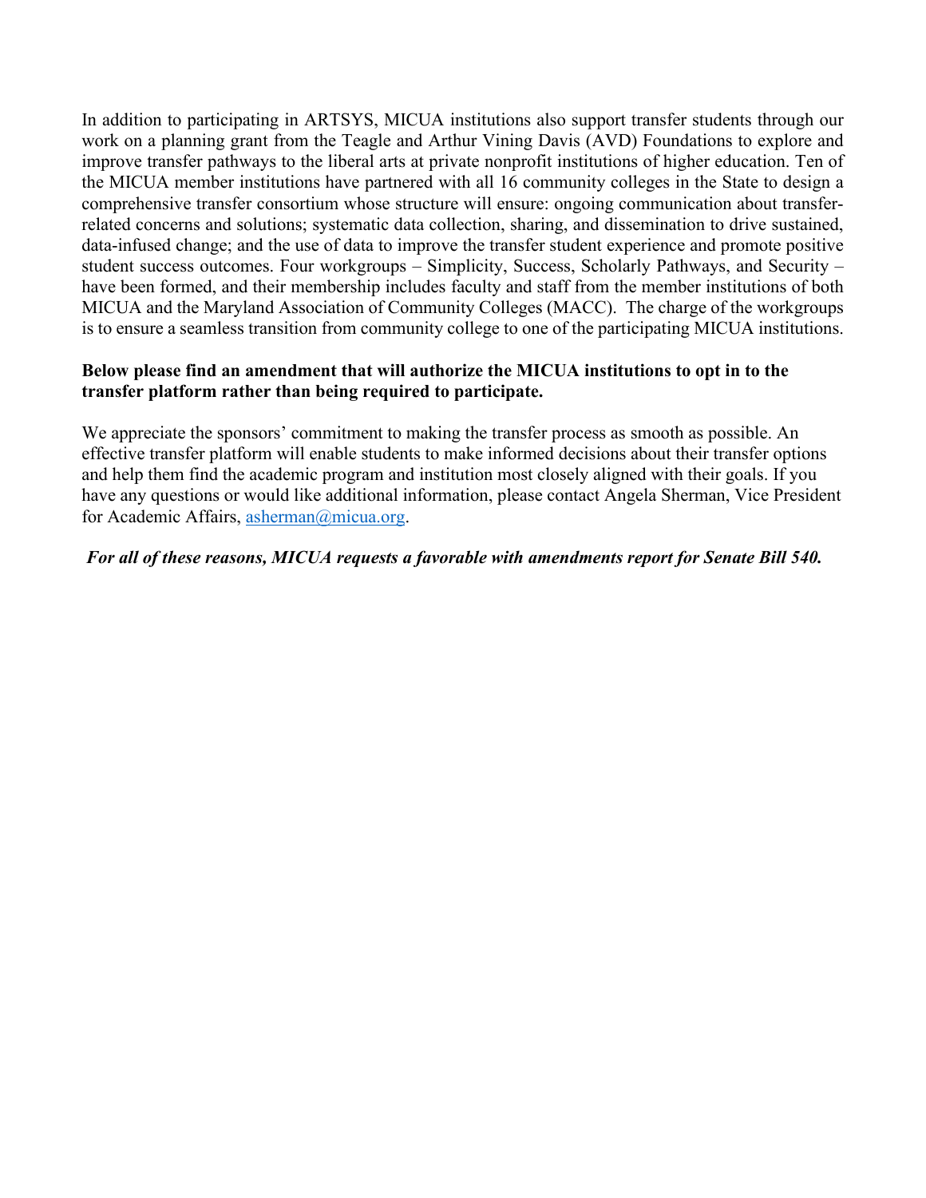In addition to participating in ARTSYS, MICUA institutions also support transfer students through our work on a planning grant from the Teagle and Arthur Vining Davis (AVD) Foundations to explore and improve transfer pathways to the liberal arts at private nonprofit institutions of higher education. Ten of the MICUA member institutions have partnered with all 16 community colleges in the State to design a comprehensive transfer consortium whose structure will ensure: ongoing communication about transfer-related concerns and solutions; systematic data collection, sharing, and dissemination to drive sustained, data-infused change; and the use of data to improve the transfer student experience and promote positive student success outcomes. Four workgroups – Simplicity, Success, Scholarly Pathways, and Security – have been formed, and their membership includes faculty and staff from the member institutions of both MICUA and the Maryland Association of Community Colleges (MACC). The charge of the workgroups is to ensure a seamless transition from community college to one of the participating MICUA institutions.

**Below please find an amendment that will authorize the MICUA institutions to opt in to the transfer platform rather than being required to participate.**

We appreciate the sponsors' commitment to making the transfer process as smooth as possible. An effective transfer platform will enable students to make informed decisions about their transfer options and help them find the academic program and institution most closely aligned with their goals. If you have any questions or would like additional information, please contact Angela Sherman, Vice President for Academic Affairs, asherman@micua.org.

***For all of these reasons, MICUA requests a favorable with amendments report for Senate Bill 540.***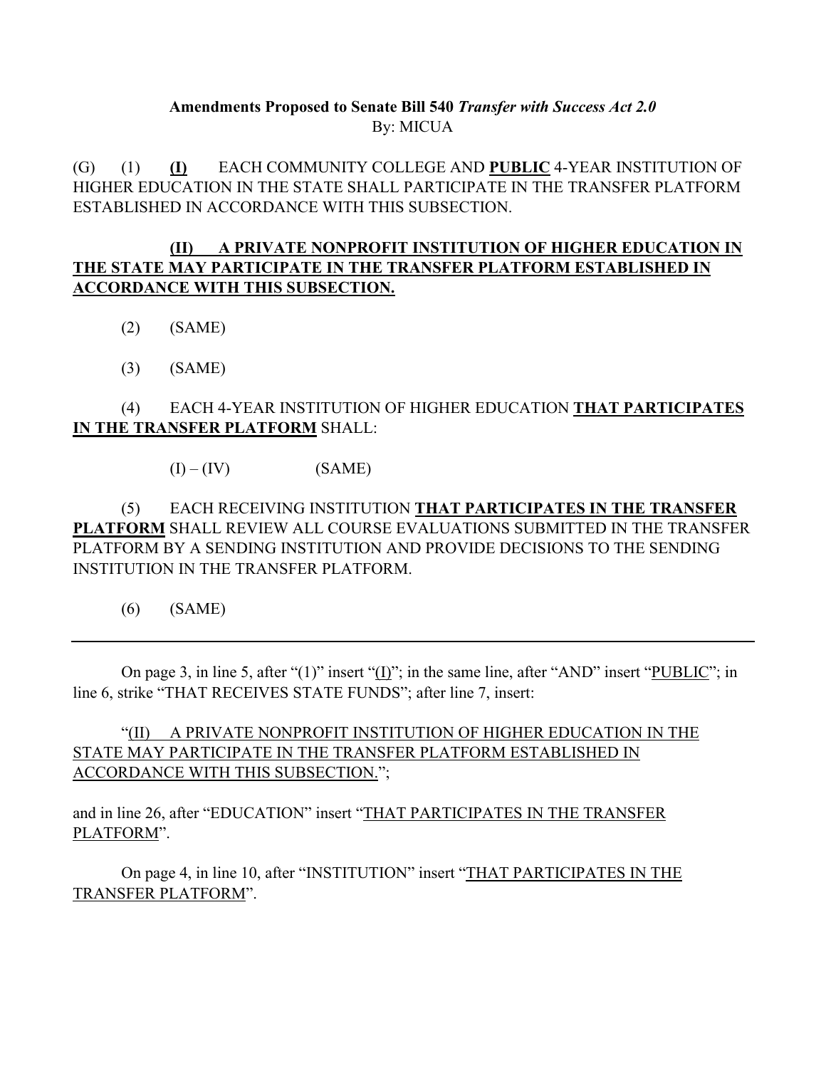**Amendments Proposed to Senate Bill 540** ***Transfer with Success Act 2.0***
By: MICUA

(G) (1) **<u>(I)</u>** EACH COMMUNITY COLLEGE AND **<u>PUBLIC</u>** 4-YEAR INSTITUTION OF HIGHER EDUCATION IN THE STATE SHALL PARTICIPATE IN THE TRANSFER PLATFORM ESTABLISHED IN ACCORDANCE WITH THIS SUBSECTION.

**<u>(II) A PRIVATE NONPROFIT INSTITUTION OF HIGHER EDUCATION IN THE STATE MAY PARTICIPATE IN THE TRANSFER PLATFORM ESTABLISHED IN ACCORDANCE WITH THIS SUBSECTION.</u>**

(2) (SAME)

(3) (SAME)

(4) EACH 4-YEAR INSTITUTION OF HIGHER EDUCATION **<u>THAT PARTICIPATES IN THE TRANSFER PLATFORM</u>** SHALL:

(I) – (IV) (SAME)

(5) EACH RECEIVING INSTITUTION **<u>THAT PARTICIPATES IN THE TRANSFER PLATFORM</u>** SHALL REVIEW ALL COURSE EVALUATIONS SUBMITTED IN THE TRANSFER PLATFORM BY A SENDING INSTITUTION AND PROVIDE DECISIONS TO THE SENDING INSTITUTION IN THE TRANSFER PLATFORM.

(6) (SAME)

---

On page 3, in line 5, after "(1)" insert "<u>(I)</u>"; in the same line, after "AND" insert "<u>PUBLIC</u>"; in line 6, strike "THAT RECEIVES STATE FUNDS"; after line 7, insert:

"<u>(II) A PRIVATE NONPROFIT INSTITUTION OF HIGHER EDUCATION IN THE STATE MAY PARTICIPATE IN THE TRANSFER PLATFORM ESTABLISHED IN ACCORDANCE WITH THIS SUBSECTION.</u>";

and in line 26, after "EDUCATION" insert "<u>THAT PARTICIPATES IN THE TRANSFER PLATFORM</u>".

On page 4, in line 10, after "INSTITUTION" insert "<u>THAT PARTICIPATES IN THE TRANSFER PLATFORM</u>".